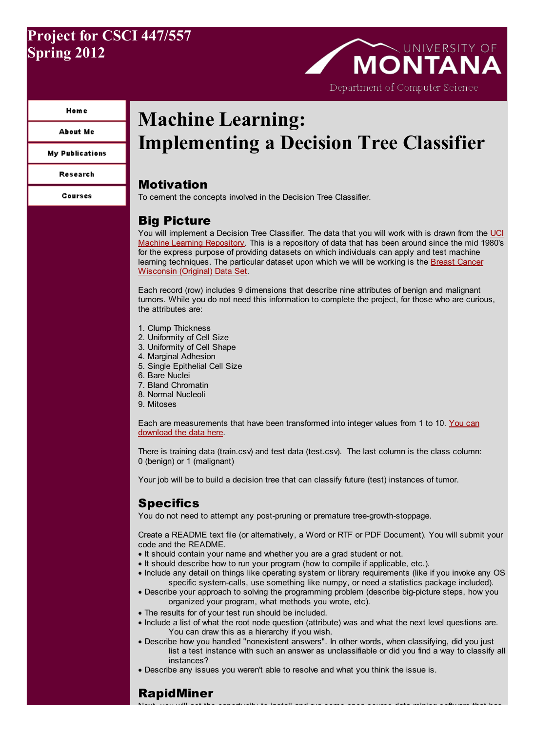# Project for CSCI 447/557
# Spring 2012

UNIVERSITY OF MONTANA

Department of Computer Science

- Home
- About Me
- My Publications
- Research
- Courses

# Machine Learning: Implementing a Decision Tree Classifier

## Motivation

To cement the concepts involved in the Decision Tree Classifier.

## Big Picture

You will implement a Decision Tree Classifier. The data that you will work with is drawn from the [UCI Machine Learning Repository](). This is a repository of data that has been around since the mid 1980's for the express purpose of providing datasets on which individuals can apply and test machine learning techniques. The particular dataset upon which we will be working is the [Breast Cancer Wisconsin (Original) Data Set]().

Each record (row) includes 9 dimensions that describe nine attributes of benign and malignant tumors. While you do not need this information to complete the project, for those who are curious, the attributes are:

1. Clump Thickness
2. Uniformity of Cell Size
3. Uniformity of Cell Shape
4. Marginal Adhesion
5. Single Epithelial Cell Size
6. Bare Nuclei
7. Bland Chromatin
8. Normal Nucleoli
9. Mitoses

Each are measurements that have been transformed into integer values from 1 to 10. [You can download the data here]().

There is training data (train.csv) and test data (test.csv). The last column is the class column: 0 (benign) or 1 (malignant)

Your job will be to build a decision tree that can classify future (test) instances of tumor.

## Specifics

You do not need to attempt any post-pruning or premature tree-growth-stoppage.

Create a README text file (or alternatively, a Word or RTF or PDF Document). You will submit your code and the README.

- It should contain your name and whether you are a grad student or not.
- It should describe how to run your program (how to compile if applicable, etc.).
- Include any detail on things like operating system or library requirements (like if you invoke any OS specific system-calls, use something like numpy, or need a statistics package included).
- Describe your approach to solving the programming problem (describe big-picture steps, how you organized your program, what methods you wrote, etc).
- The results for of your test run should be included.
- Include a list of what the root node question (attribute) was and what the next level questions are. You can draw this as a hierarchy if you wish.
- Describe how you handled "nonexistent answers". In other words, when classifying, did you just list a test instance with such an answer as unclassifiable or did you find a way to classify all instances?
- Describe any issues you weren't able to resolve and what you think the issue is.

## RapidMiner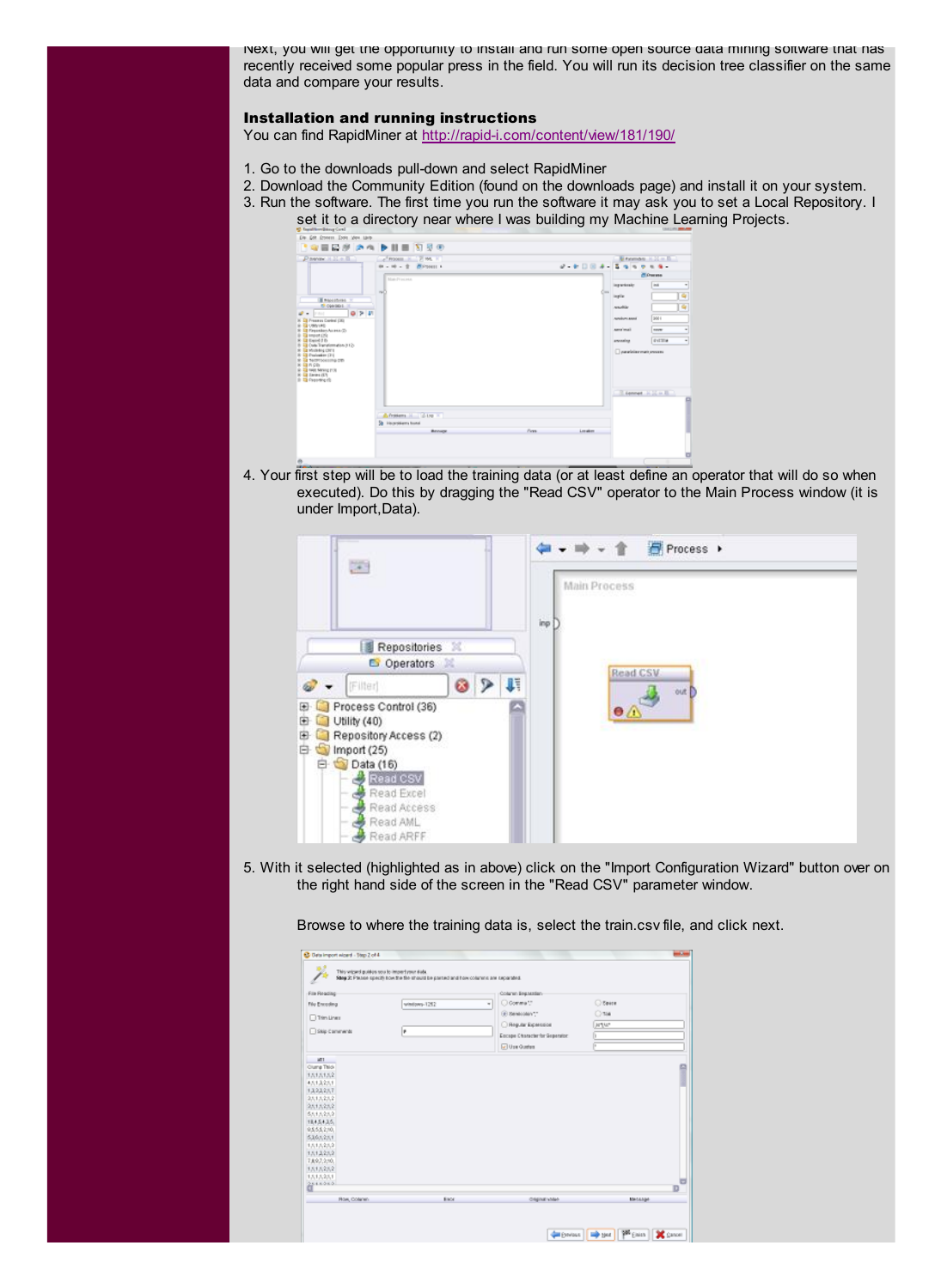Next, you will get the opportunity to install and run some open source data mining software that has recently received some popular press in the field. You will run its decision tree classifier on the same data and compare your results.

**Installation and running instructions**

You can find RapidMiner at http://rapid-i.com/content/view/181/190/

1. Go to the downloads pull-down and select RapidMiner
2. Download the Community Edition (found on the downloads page) and install it on your system.
3. Run the software. The first time you run the software it may ask you to set a Local Repository. I set it to a directory near where I was building my Machine Learning Projects.
4. Your first step will be to load the training data (or at least define an operator that will do so when executed). Do this by dragging the "Read CSV" operator to the Main Process window (it is under Import,Data).
5. With it selected (highlighted as in above) click on the "Import Configuration Wizard" button over on the right hand side of the screen in the "Read CSV" parameter window.

   Browse to where the training data is, select the train.csv file, and click next.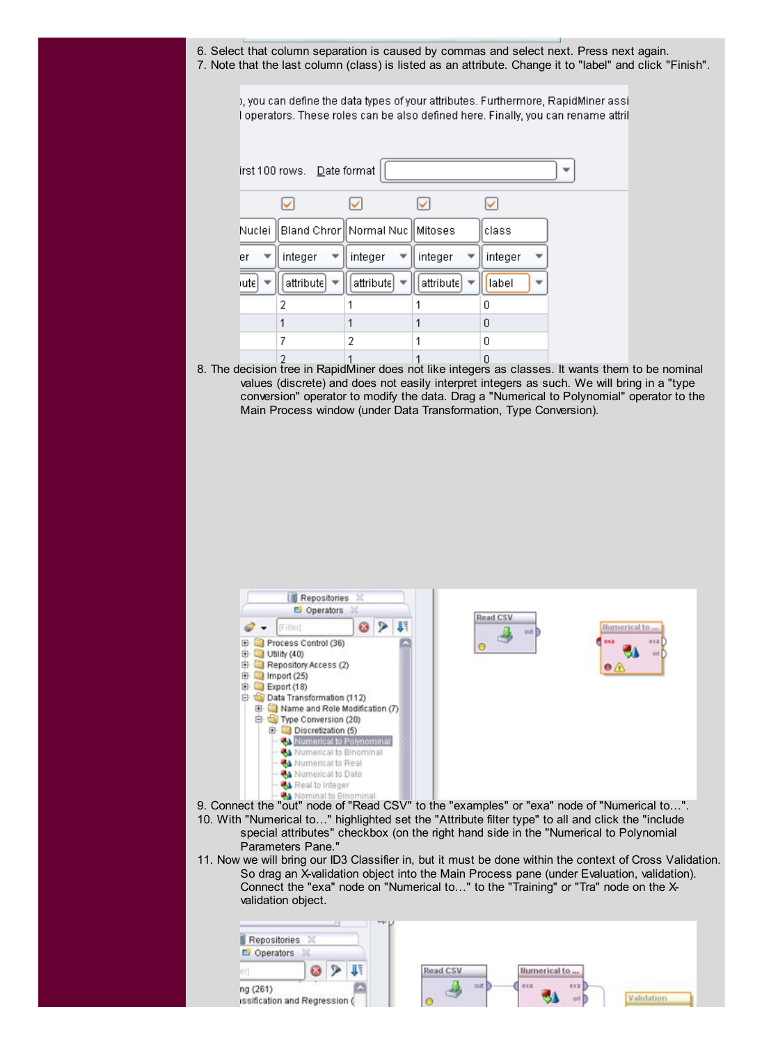6. Select that column separation is caused by commas and select next. Press next again.
7. Note that the last column (class) is listed as an attribute. Change it to "label" and click "Finish".

8. The decision tree in RapidMiner does not like integers as classes. It wants them to be nominal values (discrete) and does not easily interpret integers as such. We will bring in a "type conversion" operator to modify the data. Drag a "Numerical to Polynomial" operator to the Main Process window (under Data Transformation, Type Conversion).

9. Connect the "out" node of "Read CSV" to the "examples" or "exa" node of "Numerical to…".
10. With "Numerical to…" highlighted set the "Attribute filter type" to all and click the "include special attributes" checkbox (on the right hand side in the "Numerical to Polynomial Parameters Pane."
11. Now we will bring our ID3 Classifier in, but it must be done within the context of Cross Validation. So drag an X-validation object into the Main Process pane (under Evaluation, validation). Connect the "exa" node on "Numerical to…" to the "Training" or "Tra" node on the X-validation object.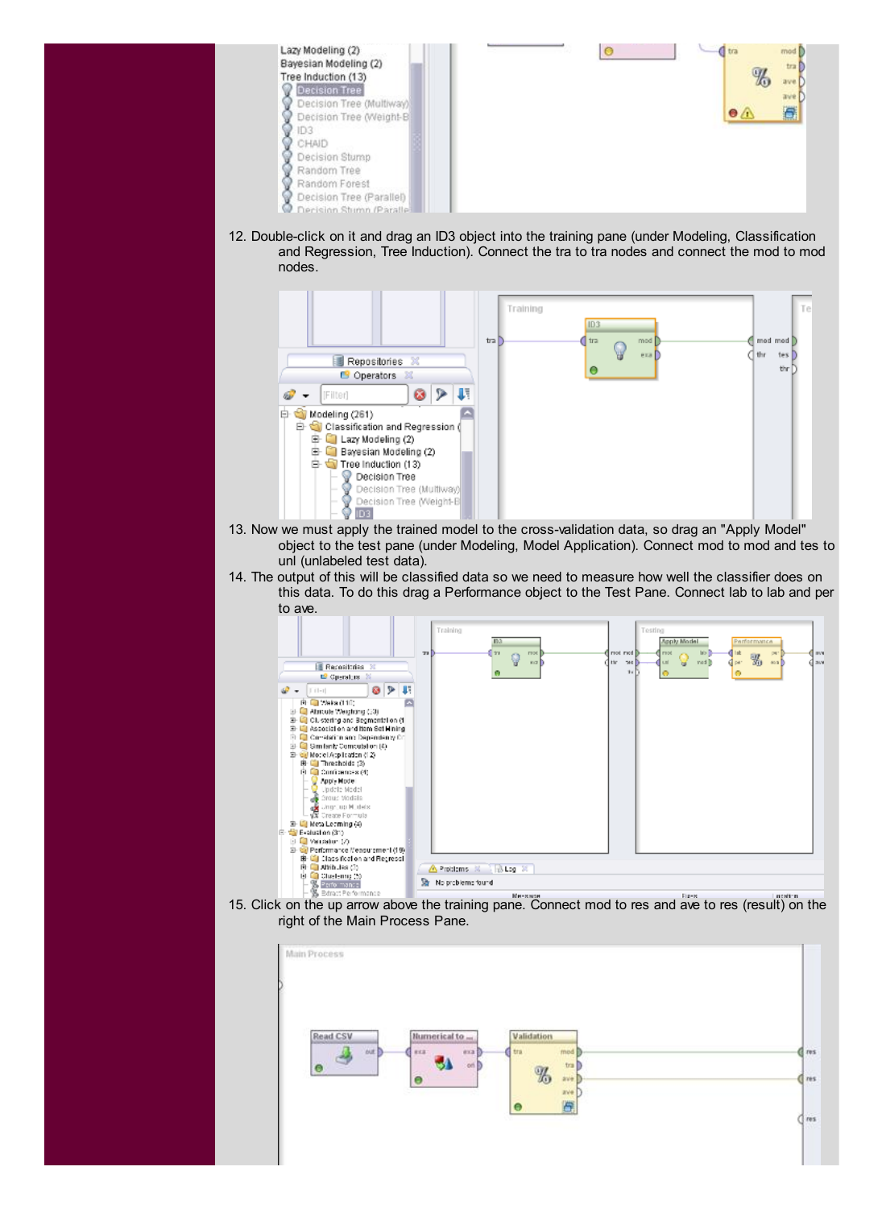12. Double-click on it and drag an ID3 object into the training pane (under Modeling, Classification and Regression, Tree Induction). Connect the tra to tra nodes and connect the mod to mod nodes.

13. Now we must apply the trained model to the cross-validation data, so drag an "Apply Model" object to the test pane (under Modeling, Model Application). Connect mod to mod and tes to unl (unlabeled test data).

14. The output of this will be classified data so we need to measure how well the classifier does on this data. To do this drag a Performance object to the Test Pane. Connect lab to lab and per to ave.

15. Click on the up arrow above the training pane. Connect mod to res and ave to res (result) on the right of the Main Process Pane.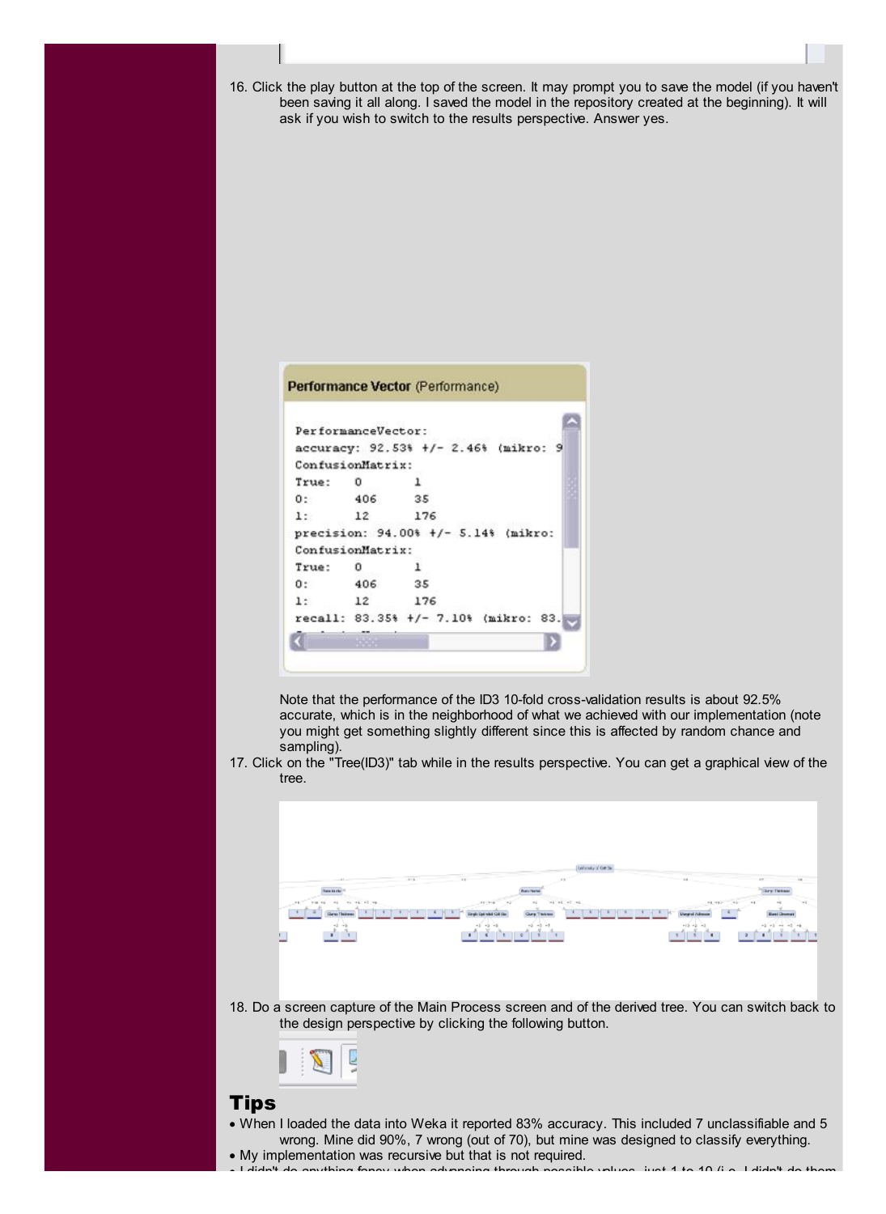16. Click the play button at the top of the screen. It may prompt you to save the model (if you haven't been saving it all along. I saved the model in the repository created at the beginning). It will ask if you wish to switch to the results perspective. Answer yes.

**Performance Vector** (Performance)

```
PerformanceVector:
accuracy: 92.53% +/- 2.46% (mikro: 9
ConfusionMatrix:
True:   0       1
0:      406     35
1:      12      176
precision: 94.00% +/- 5.14% (mikro:
ConfusionMatrix:
True:   0       1
0:      406     35
1:      12      176
recall: 83.35% +/- 7.10% (mikro: 83.
```

Note that the performance of the ID3 10-fold cross-validation results is about 92.5% accurate, which is in the neighborhood of what we achieved with our implementation (note you might get something slightly different since this is affected by random chance and sampling).

17. Click on the "Tree(ID3)" tab while in the results perspective. You can get a graphical view of the tree.

18. Do a screen capture of the Main Process screen and of the derived tree. You can switch back to the design perspective by clicking the following button.

## Tips

- When I loaded the data into Weka it reported 83% accuracy. This included 7 unclassifiable and 5 wrong. Mine did 90%, 7 wrong (out of 70), but mine was designed to classify everything.
- My implementation was recursive but that is not required.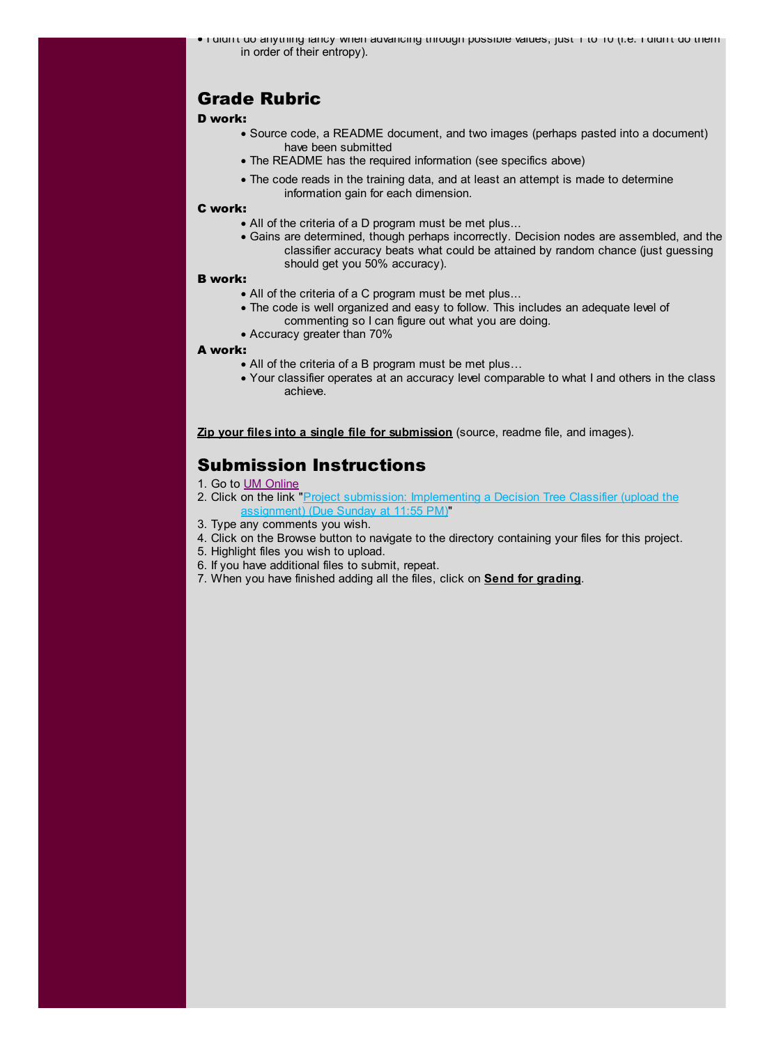- I didn't do anything fancy when advancing through possible values, just 1 to 10 (i.e. I didn't do them in order of their entropy).

## Grade Rubric

**D work:**

- Source code, a README document, and two images (perhaps pasted into a document) have been submitted
- The README has the required information (see specifics above)
- The code reads in the training data, and at least an attempt is made to determine information gain for each dimension.

**C work:**

- All of the criteria of a D program must be met plus...
- Gains are determined, though perhaps incorrectly. Decision nodes are assembled, and the classifier accuracy beats what could be attained by random chance (just guessing should get you 50% accuracy).

**B work:**

- All of the criteria of a C program must be met plus...
- The code is well organized and easy to follow. This includes an adequate level of commenting so I can figure out what you are doing.
- Accuracy greater than 70%

**A work:**

- All of the criteria of a B program must be met plus…
- Your classifier operates at an accuracy level comparable to what I and others in the class achieve.

**Zip your files into a single file for submission** (source, readme file, and images).

## Submission Instructions

1. Go to UM Online
2. Click on the link "Project submission: Implementing a Decision Tree Classifier (upload the assignment) (Due Sunday at 11:55 PM)"
3. Type any comments you wish.
4. Click on the Browse button to navigate to the directory containing your files for this project.
5. Highlight files you wish to upload.
6. If you have additional files to submit, repeat.
7. When you have finished adding all the files, click on **Send for grading**.